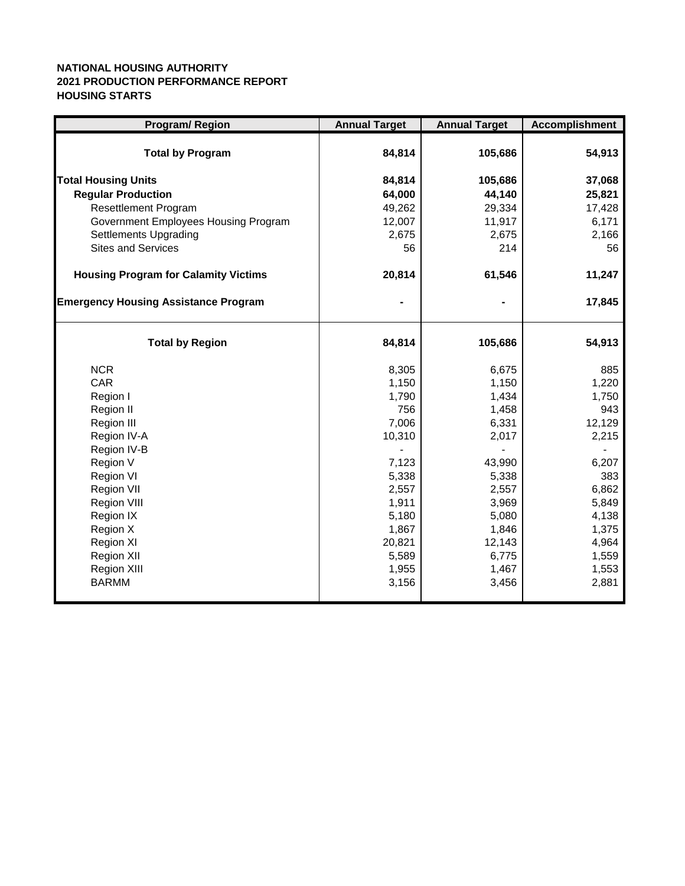**NATIONAL HOUSING AUTHORITY**
**2021 PRODUCTION PERFORMANCE REPORT**
**HOUSING STARTS**

| Program/ Region | Annual Target | Annual Target | Accomplishment |
|---|---|---|---|
| **Total by Program** | **84,814** | **105,686** | **54,913** |
| **Total Housing Units** | **84,814** | **105,686** | **37,068** |
| **Regular Production** | **64,000** | **44,140** | **25,821** |
| Resettlement Program | 49,262 | 29,334 | 17,428 |
| Government Employees Housing Program | 12,007 | 11,917 | 6,171 |
| Settlements Upgrading | 2,675 | 2,675 | 2,166 |
| Sites and Services | 56 | 214 | 56 |
| **Housing Program for Calamity Victims** | **20,814** | **61,546** | **11,247** |
| **Emergency Housing Assistance Program** | **-** | **-** | **17,845** |
| **Total by Region** | **84,814** | **105,686** | **54,913** |
| NCR | 8,305 | 6,675 | 885 |
| CAR | 1,150 | 1,150 | 1,220 |
| Region I | 1,790 | 1,434 | 1,750 |
| Region II | 756 | 1,458 | 943 |
| Region III | 7,006 | 6,331 | 12,129 |
| Region IV-A | 10,310 | 2,017 | 2,215 |
| Region IV-B | - | - | - |
| Region V | 7,123 | 43,990 | 6,207 |
| Region VI | 5,338 | 5,338 | 383 |
| Region VII | 2,557 | 2,557 | 6,862 |
| Region VIII | 1,911 | 3,969 | 5,849 |
| Region IX | 5,180 | 5,080 | 4,138 |
| Region X | 1,867 | 1,846 | 1,375 |
| Region XI | 20,821 | 12,143 | 4,964 |
| Region XII | 5,589 | 6,775 | 1,559 |
| Region XIII | 1,955 | 1,467 | 1,553 |
| BARMM | 3,156 | 3,456 | 2,881 |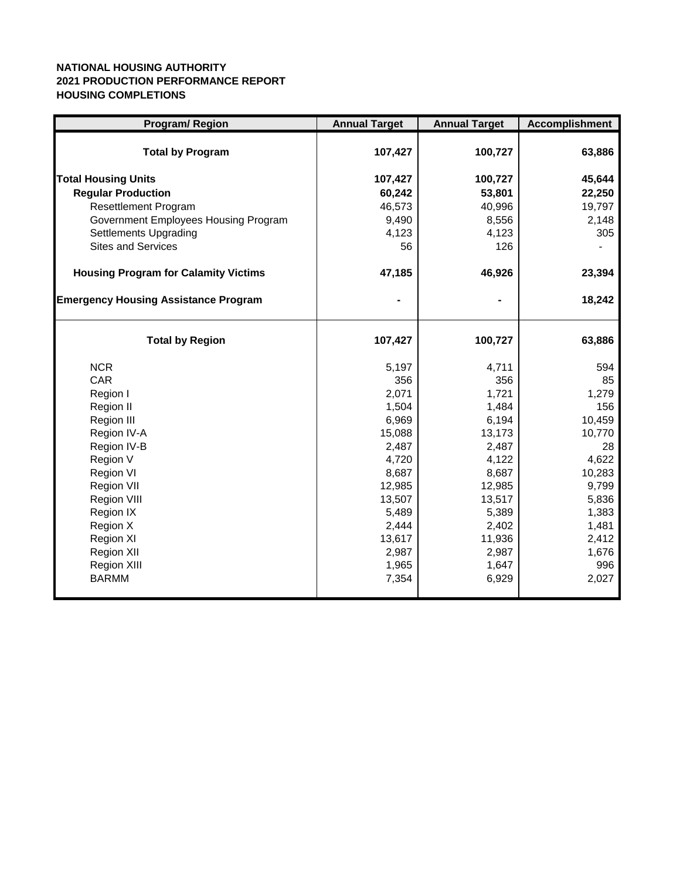**NATIONAL HOUSING AUTHORITY**
**2021 PRODUCTION PERFORMANCE REPORT**
**HOUSING COMPLETIONS**

| Program/ Region | Annual Target | Annual Target | Accomplishment |
|---|---|---|---|
| **Total by Program** | **107,427** | **100,727** | **63,886** |
| **Total Housing Units** | **107,427** | **100,727** | **45,644** |
| **Regular Production** | **60,242** | **53,801** | **22,250** |
| Resettlement Program | 46,573 | 40,996 | 19,797 |
| Government Employees Housing Program | 9,490 | 8,556 | 2,148 |
| Settlements Upgrading | 4,123 | 4,123 | 305 |
| Sites and Services | 56 | 126 | - |
| **Housing Program for Calamity Victims** | **47,185** | **46,926** | **23,394** |
| **Emergency Housing Assistance Program** | **-** | **-** | **18,242** |
| **Total by Region** | **107,427** | **100,727** | **63,886** |
| NCR | 5,197 | 4,711 | 594 |
| CAR | 356 | 356 | 85 |
| Region I | 2,071 | 1,721 | 1,279 |
| Region II | 1,504 | 1,484 | 156 |
| Region III | 6,969 | 6,194 | 10,459 |
| Region IV-A | 15,088 | 13,173 | 10,770 |
| Region IV-B | 2,487 | 2,487 | 28 |
| Region V | 4,720 | 4,122 | 4,622 |
| Region VI | 8,687 | 8,687 | 10,283 |
| Region VII | 12,985 | 12,985 | 9,799 |
| Region VIII | 13,507 | 13,517 | 5,836 |
| Region IX | 5,489 | 5,389 | 1,383 |
| Region X | 2,444 | 2,402 | 1,481 |
| Region XI | 13,617 | 11,936 | 2,412 |
| Region XII | 2,987 | 2,987 | 1,676 |
| Region XIII | 1,965 | 1,647 | 996 |
| BARMM | 7,354 | 6,929 | 2,027 |